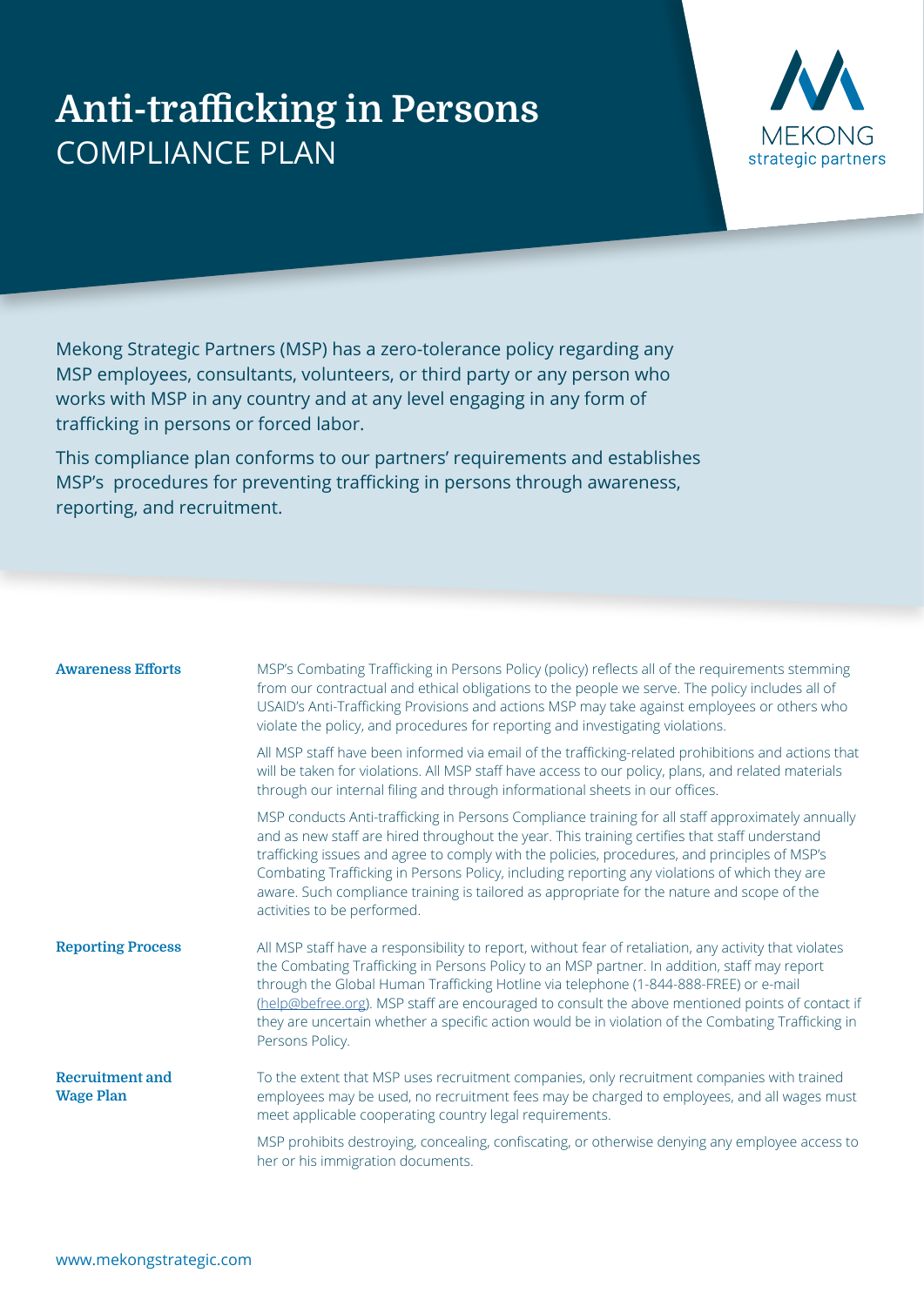# Anti-trafficking in Persons
## COMPLIANCE PLAN

MEKONG strategic partners

Mekong Strategic Partners (MSP) has a zero-tolerance policy regarding any MSP employees, consultants, volunteers, or third party or any person who works with MSP in any country and at any level engaging in any form of trafficking in persons or forced labor.

This compliance plan conforms to our partners' requirements and establishes MSP's procedures for preventing trafficking in persons through awareness, reporting, and recruitment.

### Awareness Efforts

MSP's Combating Trafficking in Persons Policy (policy) reflects all of the requirements stemming from our contractual and ethical obligations to the people we serve. The policy includes all of USAID's Anti-Trafficking Provisions and actions MSP may take against employees or others who violate the policy, and procedures for reporting and investigating violations.

All MSP staff have been informed via email of the trafficking-related prohibitions and actions that will be taken for violations. All MSP staff have access to our policy, plans, and related materials through our internal filing and through informational sheets in our offices.

MSP conducts Anti-trafficking in Persons Compliance training for all staff approximately annually and as new staff are hired throughout the year. This training certifies that staff understand trafficking issues and agree to comply with the policies, procedures, and principles of MSP's Combating Trafficking in Persons Policy, including reporting any violations of which they are aware. Such compliance training is tailored as appropriate for the nature and scope of the activities to be performed.

### Reporting Process

All MSP staff have a responsibility to report, without fear of retaliation, any activity that violates the Combating Trafficking in Persons Policy to an MSP partner. In addition, staff may report through the Global Human Trafficking Hotline via telephone (1-844-888-FREE) or e-mail (help@befree.org). MSP staff are encouraged to consult the above mentioned points of contact if they are uncertain whether a specific action would be in violation of the Combating Trafficking in Persons Policy.

### Recruitment and Wage Plan

To the extent that MSP uses recruitment companies, only recruitment companies with trained employees may be used, no recruitment fees may be charged to employees, and all wages must meet applicable cooperating country legal requirements.

MSP prohibits destroying, concealing, confiscating, or otherwise denying any employee access to her or his immigration documents.

www.mekongstrategic.com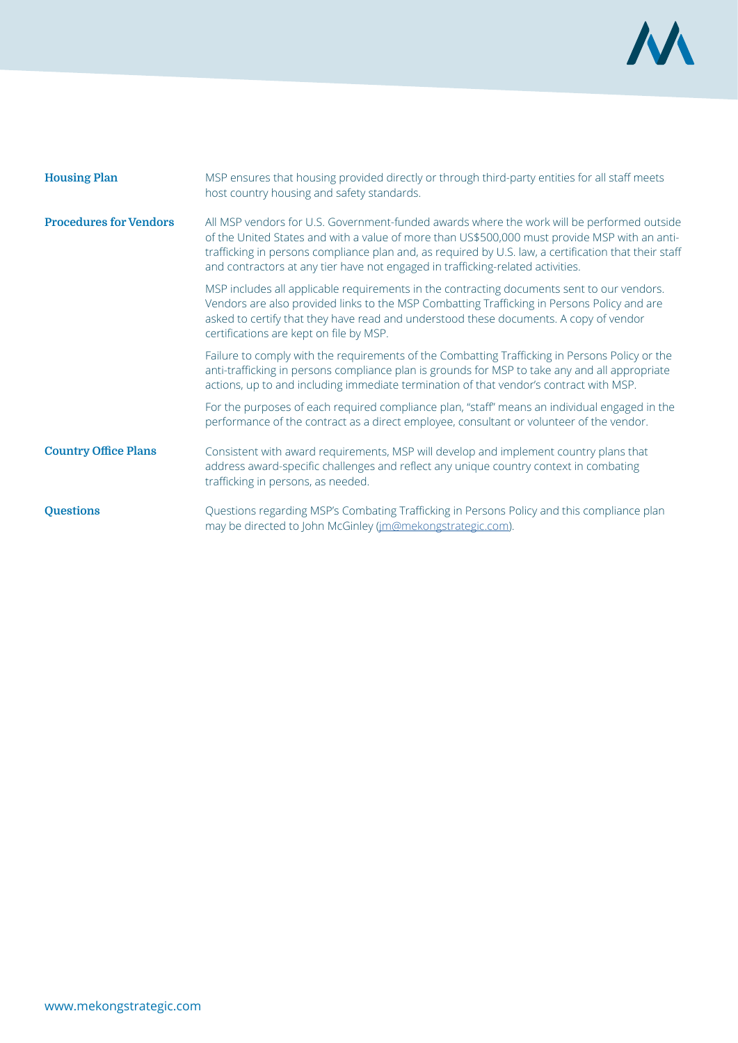**Housing Plan**

MSP ensures that housing provided directly or through third-party entities for all staff meets host country housing and safety standards.

**Procedures for Vendors**

All MSP vendors for U.S. Government-funded awards where the work will be performed outside of the United States and with a value of more than US$500,000 must provide MSP with an anti-trafficking in persons compliance plan and, as required by U.S. law, a certification that their staff and contractors at any tier have not engaged in trafficking-related activities.

MSP includes all applicable requirements in the contracting documents sent to our vendors. Vendors are also provided links to the MSP Combatting Trafficking in Persons Policy and are asked to certify that they have read and understood these documents. A copy of vendor certifications are kept on file by MSP.

Failure to comply with the requirements of the Combatting Trafficking in Persons Policy or the anti-trafficking in persons compliance plan is grounds for MSP to take any and all appropriate actions, up to and including immediate termination of that vendor's contract with MSP.

For the purposes of each required compliance plan, "staff" means an individual engaged in the performance of the contract as a direct employee, consultant or volunteer of the vendor.

**Country Office Plans**

Consistent with award requirements, MSP will develop and implement country plans that address award-specific challenges and reflect any unique country context in combating trafficking in persons, as needed.

**Questions**

Questions regarding MSP's Combating Trafficking in Persons Policy and this compliance plan may be directed to John McGinley (jm@mekongstrategic.com).